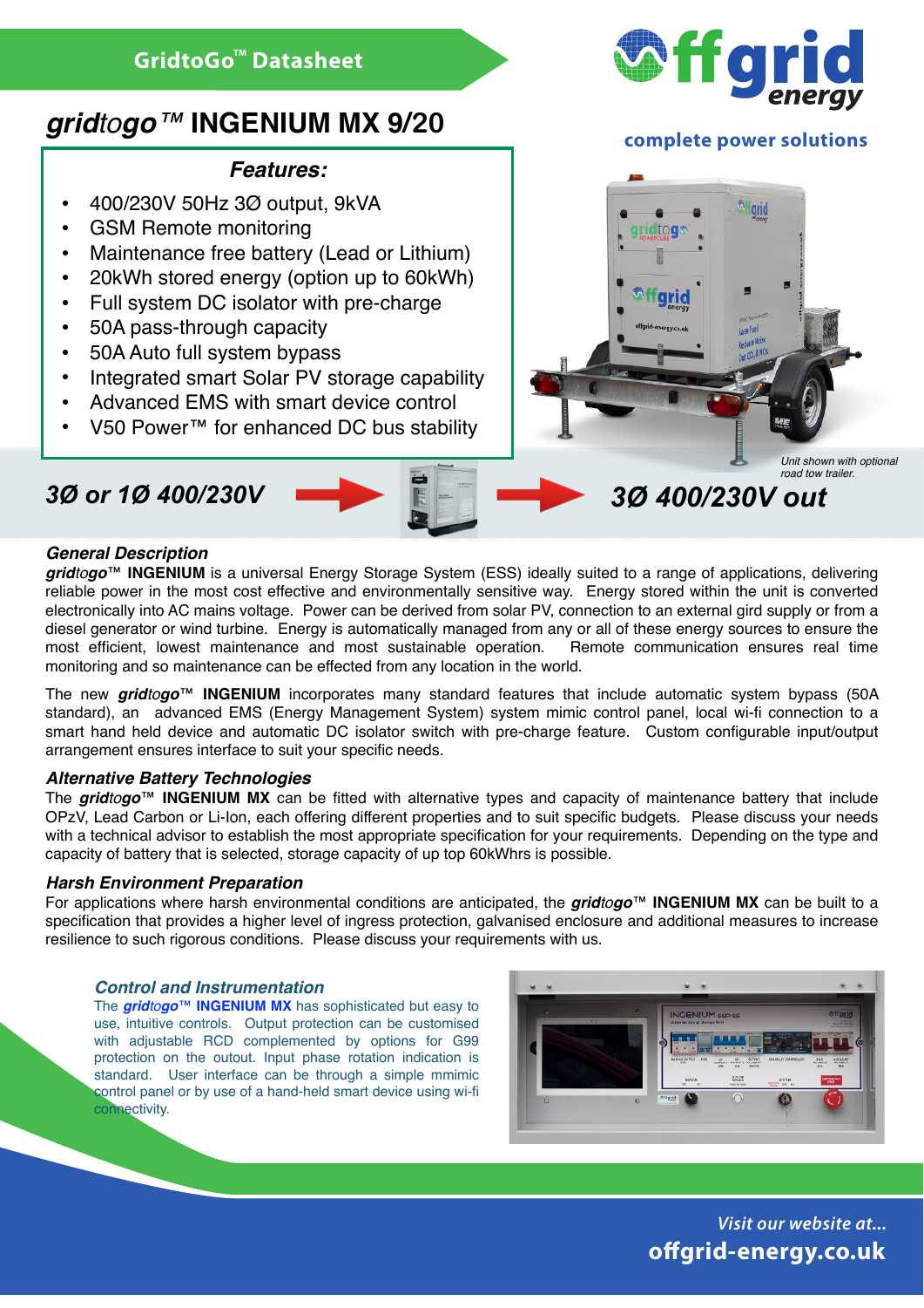GridtoGo™ Datasheet

# gridtogo™ INGENIUM MX 9/20

complete power solutions

## Features:

- 400/230V 50Hz 3Ø output, 9kVA
- GSM Remote monitoring
- Maintenance free battery (Lead or Lithium)
- 20kWh stored energy (option up to 60kWh)
- Full system DC isolator with pre-charge
- 50A pass-through capacity
- 50A Auto full system bypass
- Integrated smart Solar PV storage capability
- Advanced EMS with smart device control
- V50 Power™ for enhanced DC bus stability

*Unit shown with optional road tow trailer.*

**3Ø or 1Ø 400/230V** → → **3Ø 400/230V out**

### General Description

***gridtogo*™ INGENIUM** is a universal Energy Storage System (ESS) ideally suited to a range of applications, delivering reliable power in the most cost effective and environmentally sensitive way. Energy stored within the unit is converted electronically into AC mains voltage. Power can be derived from solar PV, connection to an external gird supply or from a diesel generator or wind turbine. Energy is automatically managed from any or all of these energy sources to ensure the most efficient, lowest maintenance and most sustainable operation. Remote communication ensures real time monitoring and so maintenance can be effected from any location in the world.

The new ***gridtogo*™ INGENIUM** incorporates many standard features that include automatic system bypass (50A standard), an advanced EMS (Energy Management System) system mimic control panel, local wi-fi connection to a smart hand held device and automatic DC isolator switch with pre-charge feature. Custom configurable input/output arrangement ensures interface to suit your specific needs.

### Alternative Battery Technologies

The ***gridtogo*™ INGENIUM MX** can be fitted with alternative types and capacity of maintenance battery that include OPzV, Lead Carbon or Li-Ion, each offering different properties and to suit specific budgets. Please discuss your needs with a technical advisor to establish the most appropriate specification for your requirements. Depending on the type and capacity of battery that is selected, storage capacity of up top 60kWhrs is possible.

### Harsh Environment Preparation

For applications where harsh environmental conditions are anticipated, the ***gridtogo*™ INGENIUM MX** can be built to a specification that provides a higher level of ingress protection, galvanised enclosure and additional measures to increase resilience to such rigorous conditions. Please discuss your requirements with us.

### Control and Instrumentation

The ***gridtogo*™ INGENIUM MX** has sophisticated but easy to use, intuitive controls. Output protection can be customised with adjustable RCD complemented by options for G99 protection on the outout. Input phase rotation indication is standard. User interface can be through a simple mmimic control panel or by use of a hand-held smart device using wi-fi connectivity.

*Visit our website at...*
**offgrid-energy.co.uk**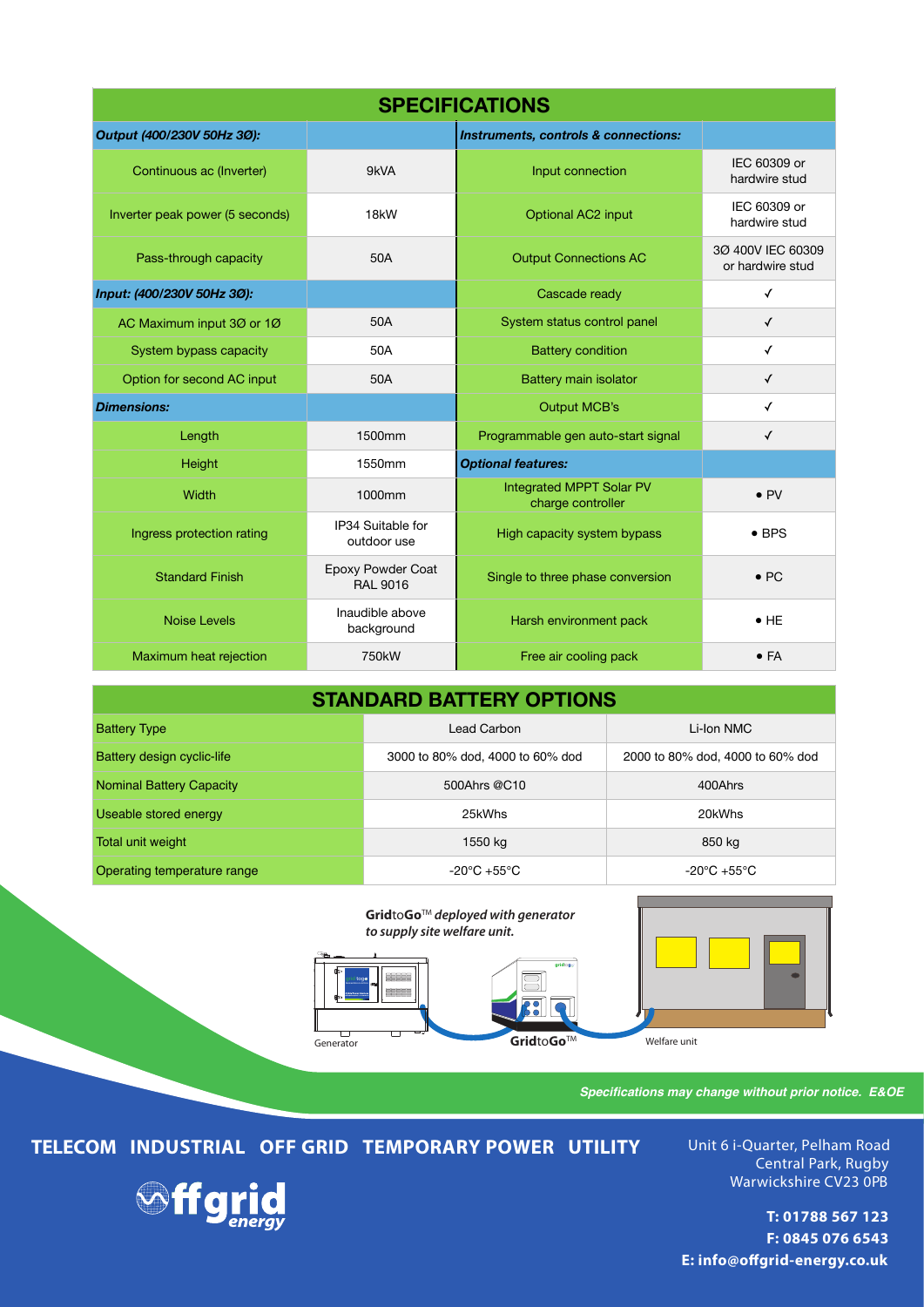## SPECIFICATIONS

| | | | |
|---|---|---|---|
| ***Output (400/230V 50Hz 3Ø):*** | | ***Instruments, controls & connections:*** | |
| Continuous ac (Inverter) | 9kVA | Input connection | IEC 60309 or hardwire stud |
| Inverter peak power (5 seconds) | 18kW | Optional AC2 input | IEC 60309 or hardwire stud |
| Pass-through capacity | 50A | Output Connections AC | 3Ø 400V IEC 60309 or hardwire stud |
| ***Input: (400/230V 50Hz 3Ø):*** | | Cascade ready | ✓ |
| AC Maximum input 3Ø or 1Ø | 50A | System status control panel | ✓ |
| System bypass capacity | 50A | Battery condition | ✓ |
| Option for second AC input | 50A | Battery main isolator | ✓ |
| ***Dimensions:*** | | Output MCB's | ✓ |
| Length | 1500mm | Programmable gen auto-start signal | ✓ |
| Height | 1550mm | ***Optional features:*** | |
| Width | 1000mm | Integrated MPPT Solar PV charge controller | • PV |
| Ingress protection rating | IP34 Suitable for outdoor use | High capacity system bypass | • BPS |
| Standard Finish | Epoxy Powder Coat RAL 9016 | Single to three phase conversion | • PC |
| Noise Levels | Inaudible above background | Harsh environment pack | • HE |
| Maximum heat rejection | 750kW | Free air cooling pack | • FA |

## STANDARD BATTERY OPTIONS

| | | |
|---|---|---|
| Battery Type | Lead Carbon | Li-Ion NMC |
| Battery design cyclic-life | 3000 to 80% dod, 4000 to 60% dod | 2000 to 80% dod, 4000 to 60% dod |
| Nominal Battery Capacity | 500Ahrs @C10 | 400Ahrs |
| Useable stored energy | 25kWhs | 20kWhs |
| Total unit weight | 1550 kg | 850 kg |
| Operating temperature range | -20°C +55°C | -20°C +55°C |

**Grid**to**Go**™ ***deployed with generator to supply site welfare unit.***

Generator

**Grid**to**Go**™

Welfare unit

***Specifications may change without prior notice. E&OE***

**TELECOM INDUSTRIAL OFF GRID TEMPORARY POWER UTILITY**

**offgrid energy**

Unit 6 i-Quarter, Pelham Road
Central Park, Rugby
Warwickshire CV23 0PB

**T: 01788 567 123**
**F: 0845 076 6543**
**E: info@offgrid-energy.co.uk**